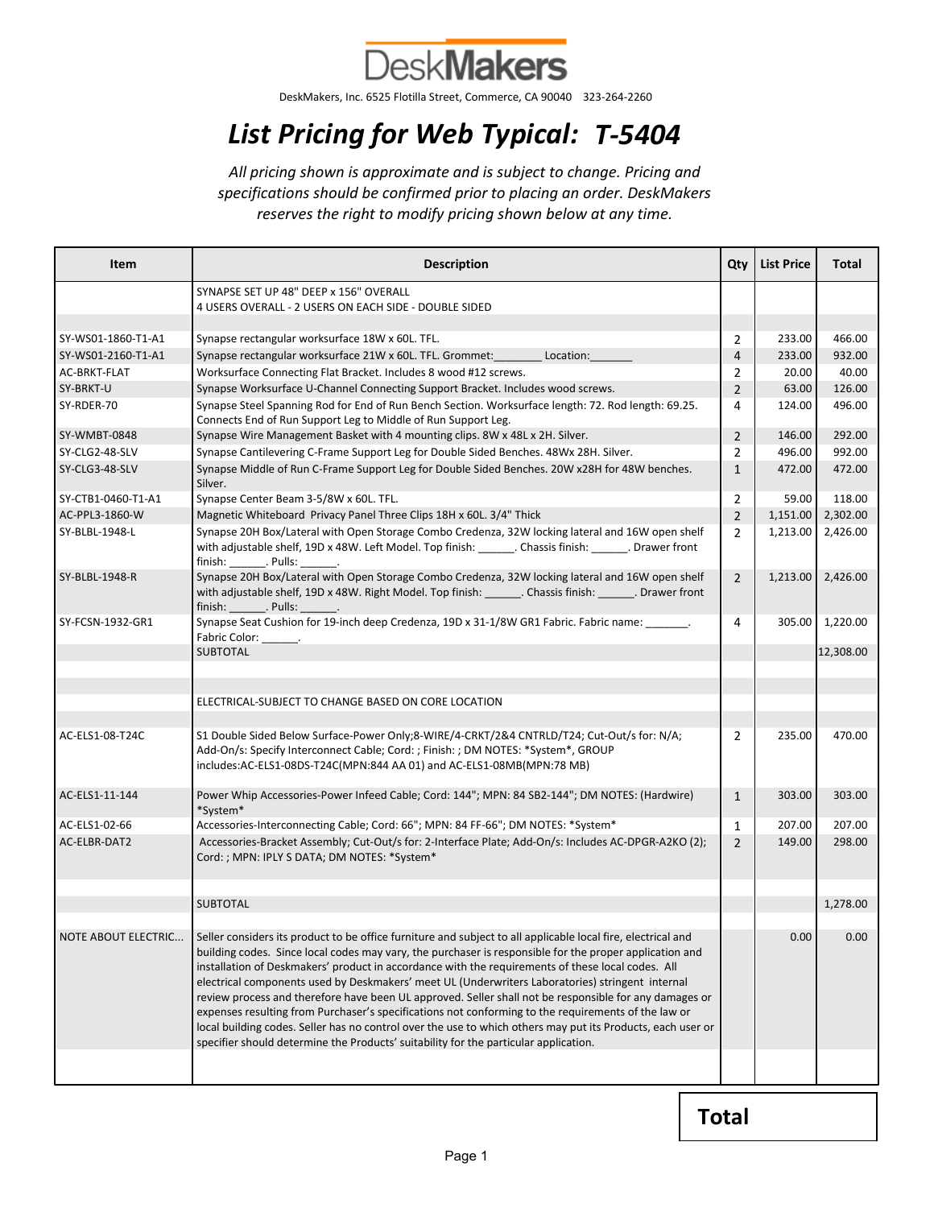DeskMakers

DeskMakers, Inc. 6525 Flotilla Street, Commerce, CA 90040 323-264-2260

# *List Pricing for Web Typical: T-5404*

*All pricing shown is approximate and is subject to change. Pricing and specifications should be confirmed prior to placing an order. DeskMakers reserves the right to modify pricing shown below at any time.*

| Item | Description | Qty | List Price | Total |
|---|---|---|---|---|
| | SYNAPSE SET UP 48" DEEP x 156" OVERALL<br>4 USERS OVERALL - 2 USERS ON EACH SIDE - DOUBLE SIDED | | | |
| | | | | |
| SY-WS01-1860-T1-A1 | Synapse rectangular worksurface 18W x 60L. TFL. | 2 | 233.00 | 466.00 |
| SY-WS01-2160-T1-A1 | Synapse rectangular worksurface 21W x 60L. TFL. Grommet:________ Location:_______ | 4 | 233.00 | 932.00 |
| AC-BRKT-FLAT | Worksurface Connecting Flat Bracket. Includes 8 wood #12 screws. | 2 | 20.00 | 40.00 |
| SY-BRKT-U | Synapse Worksurface U-Channel Connecting Support Bracket. Includes wood screws. | 2 | 63.00 | 126.00 |
| SY-RDER-70 | Synapse Steel Spanning Rod for End of Run Bench Section. Worksurface length: 72. Rod length: 69.25. Connects End of Run Support Leg to Middle of Run Support Leg. | 4 | 124.00 | 496.00 |
| SY-WMBT-0848 | Synapse Wire Management Basket with 4 mounting clips. 8W x 48L x 2H. Silver. | 2 | 146.00 | 292.00 |
| SY-CLG2-48-SLV | Synapse Cantilevering C-Frame Support Leg for Double Sided Benches. 48Wx 28H. Silver. | 2 | 496.00 | 992.00 |
| SY-CLG3-48-SLV | Synapse Middle of Run C-Frame Support Leg for Double Sided Benches. 20W x28H for 48W benches. Silver. | 1 | 472.00 | 472.00 |
| SY-CTB1-0460-T1-A1 | Synapse Center Beam 3-5/8W x 60L. TFL. | 2 | 59.00 | 118.00 |
| AC-PPL3-1860-W | Magnetic Whiteboard Privacy Panel Three Clips 18H x 60L. 3/4" Thick | 2 | 1,151.00 | 2,302.00 |
| SY-BLBL-1948-L | Synapse 20H Box/Lateral with Open Storage Combo Credenza, 32W locking lateral and 16W open shelf with adjustable shelf, 19D x 48W. Left Model. Top finish: ______. Chassis finish: ______. Drawer front finish: ______. Pulls: ______. | 2 | 1,213.00 | 2,426.00 |
| SY-BLBL-1948-R | Synapse 20H Box/Lateral with Open Storage Combo Credenza, 32W locking lateral and 16W open shelf with adjustable shelf, 19D x 48W. Right Model. Top finish: ______. Chassis finish: ______. Drawer front finish: ______. Pulls: ______. | 2 | 1,213.00 | 2,426.00 |
| SY-FCSN-1932-GR1 | Synapse Seat Cushion for 19-inch deep Credenza, 19D x 31-1/8W GR1 Fabric. Fabric name: _______. Fabric Color: ______. | 4 | 305.00 | 1,220.00 |
| | SUBTOTAL | | | 12,308.00 |
| | | | | |
| | | | | |
| | ELECTRICAL-SUBJECT TO CHANGE BASED ON CORE LOCATION | | | |
| | | | | |
| AC-ELS1-08-T24C | S1 Double Sided Below Surface-Power Only;8-WIRE/4-CRKT/2&4 CNTRLD/T24; Cut-Out/s for: N/A; Add-On/s: Specify Interconnect Cable; Cord: ; Finish: ; DM NOTES: *System*, GROUP includes:AC-ELS1-08DS-T24C(MPN:844 AA 01) and AC-ELS1-08MB(MPN:78 MB) | 2 | 235.00 | 470.00 |
| AC-ELS1-11-144 | Power Whip Accessories-Power Infeed Cable; Cord: 144"; MPN: 84 SB2-144"; DM NOTES: (Hardwire) *System* | 1 | 303.00 | 303.00 |
| AC-ELS1-02-66 | Accessories-Interconnecting Cable; Cord: 66"; MPN: 84 FF-66"; DM NOTES: *System* | 1 | 207.00 | 207.00 |
| AC-ELBR-DAT2 | Accessories-Bracket Assembly; Cut-Out/s for: 2-Interface Plate; Add-On/s: Includes AC-DPGR-A2KO (2); Cord: ; MPN: IPLY S DATA; DM NOTES: *System* | 2 | 149.00 | 298.00 |
| | | | | |
| | SUBTOTAL | | | 1,278.00 |
| | | | | |
| NOTE ABOUT ELECTRIC... | Seller considers its product to be office furniture and subject to all applicable local fire, electrical and building codes. Since local codes may vary, the purchaser is responsible for the proper application and installation of Deskmakers' product in accordance with the requirements of these local codes. All electrical components used by Deskmakers' meet UL (Underwriters Laboratories) stringent internal review process and therefore have been UL approved. Seller shall not be responsible for any damages or expenses resulting from Purchaser's specifications not conforming to the requirements of the law or local building codes. Seller has no control over the use to which others may put its Products, each user or specifier should determine the Products' suitability for the particular application. | | 0.00 | 0.00 |
| | | | | |

**Total**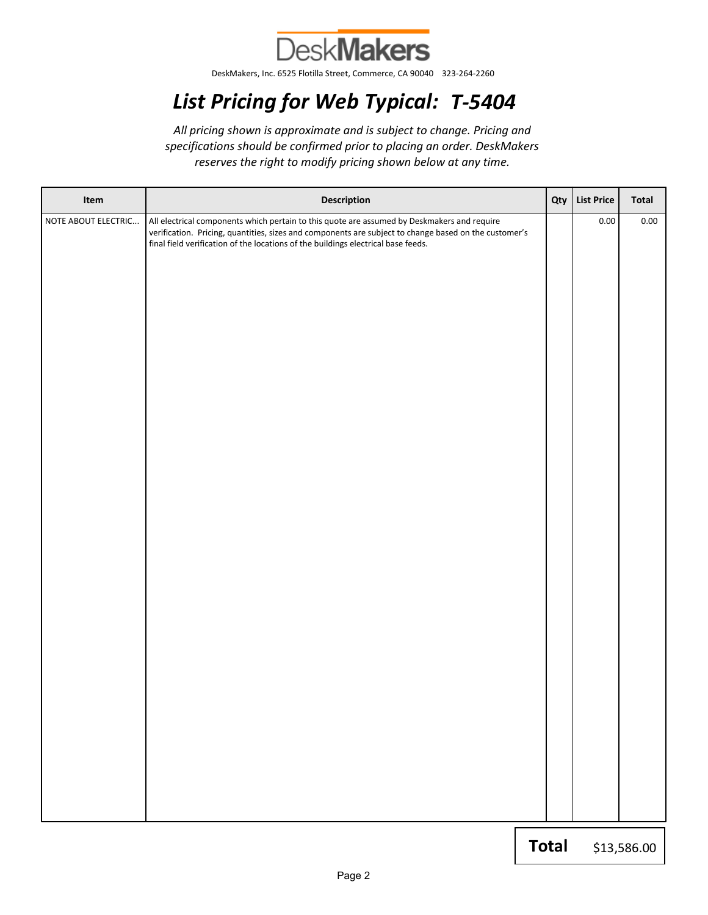DeskMakers

DeskMakers, Inc. 6525 Flotilla Street, Commerce, CA 90040 323-264-2260

# *List Pricing for Web Typical: T-5404*

*All pricing shown is approximate and is subject to change. Pricing and specifications should be confirmed prior to placing an order. DeskMakers reserves the right to modify pricing shown below at any time.*

| Item | Description | Qty | List Price | Total |
|---|---|---|---|---|
| NOTE ABOUT ELECTRIC... | All electrical components which pertain to this quote are assumed by Deskmakers and require verification. Pricing, quantities, sizes and components are subject to change based on the customer's final field verification of the locations of the buildings electrical base feeds. | | 0.00 | 0.00 |

**Total** $13,586.00